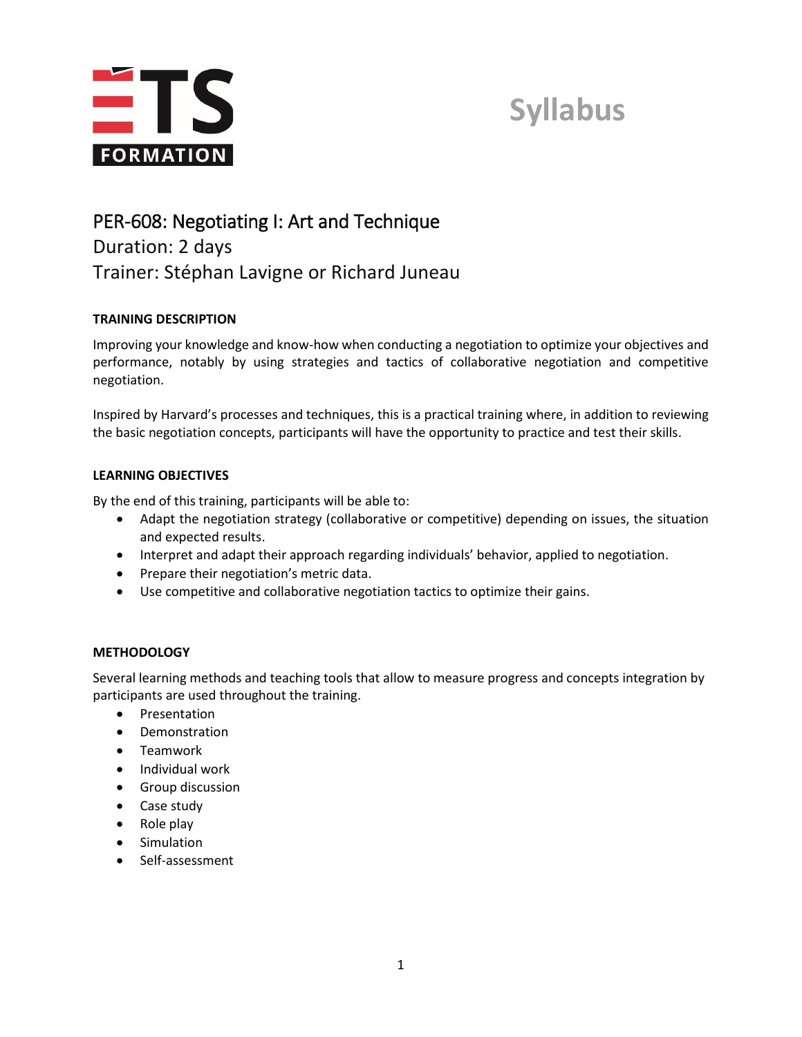ÉTS FORMATION

# Syllabus

## PER-608: Negotiating I: Art and Technique

Duration: 2 days

Trainer: Stéphan Lavigne or Richard Juneau

### TRAINING DESCRIPTION

Improving your knowledge and know-how when conducting a negotiation to optimize your objectives and performance, notably by using strategies and tactics of collaborative negotiation and competitive negotiation.

Inspired by Harvard's processes and techniques, this is a practical training where, in addition to reviewing the basic negotiation concepts, participants will have the opportunity to practice and test their skills.

### LEARNING OBJECTIVES

By the end of this training, participants will be able to:

- Adapt the negotiation strategy (collaborative or competitive) depending on issues, the situation and expected results.
- Interpret and adapt their approach regarding individuals' behavior, applied to negotiation.
- Prepare their negotiation's metric data.
- Use competitive and collaborative negotiation tactics to optimize their gains.

### METHODOLOGY

Several learning methods and teaching tools that allow to measure progress and concepts integration by participants are used throughout the training.

- Presentation
- Demonstration
- Teamwork
- Individual work
- Group discussion
- Case study
- Role play
- Simulation
- Self-assessment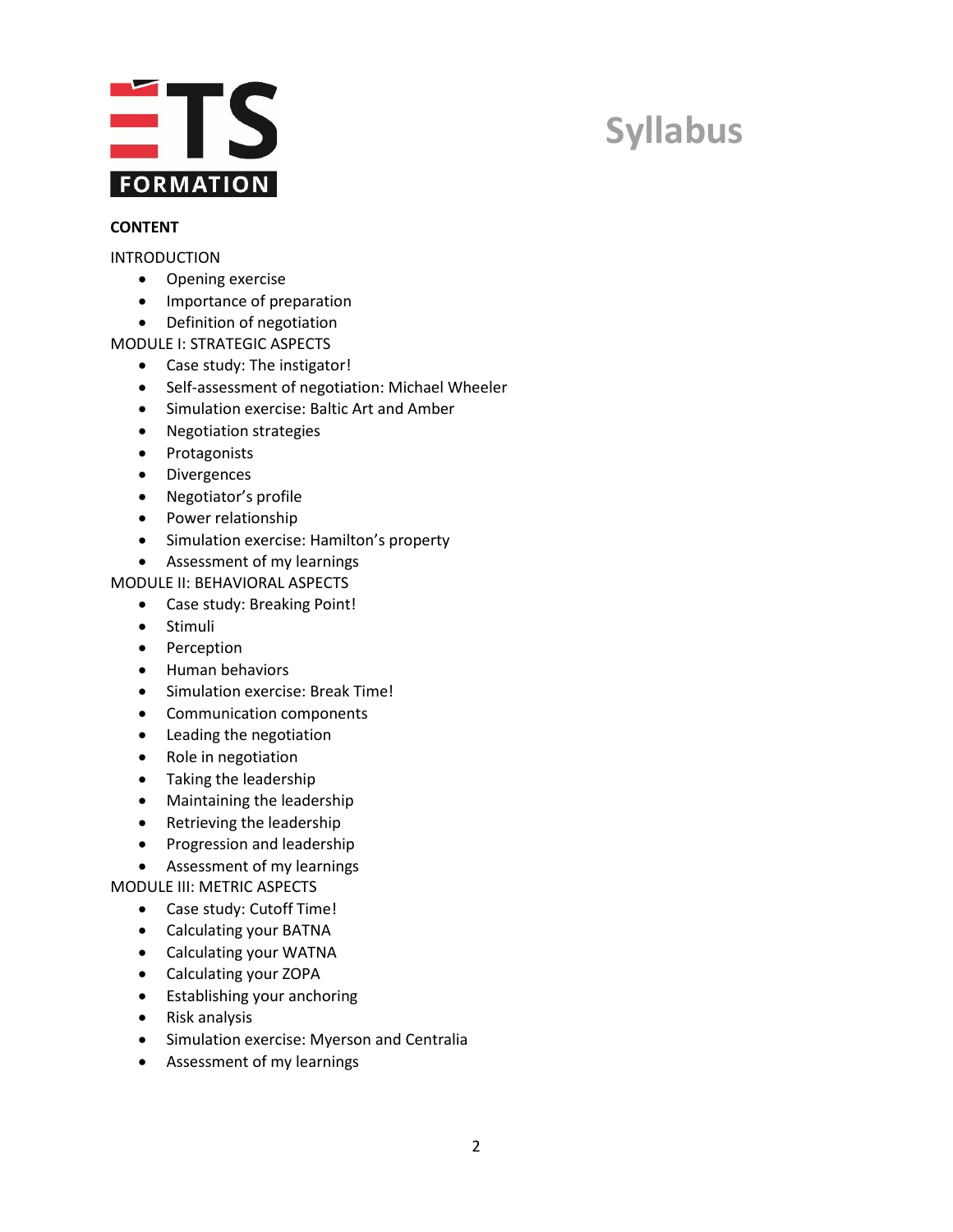**CONTENT**

INTRODUCTION

- Opening exercise
- Importance of preparation
- Definition of negotiation

MODULE I: STRATEGIC ASPECTS

- Case study: The instigator!
- Self-assessment of negotiation: Michael Wheeler
- Simulation exercise: Baltic Art and Amber
- Negotiation strategies
- Protagonists
- Divergences
- Negotiator's profile
- Power relationship
- Simulation exercise: Hamilton's property
- Assessment of my learnings

MODULE II: BEHAVIORAL ASPECTS

- Case study: Breaking Point!
- Stimuli
- Perception
- Human behaviors
- Simulation exercise: Break Time!
- Communication components
- Leading the negotiation
- Role in negotiation
- Taking the leadership
- Maintaining the leadership
- Retrieving the leadership
- Progression and leadership
- Assessment of my learnings

MODULE III: METRIC ASPECTS

- Case study: Cutoff Time!
- Calculating your BATNA
- Calculating your WATNA
- Calculating your ZOPA
- Establishing your anchoring
- Risk analysis
- Simulation exercise: Myerson and Centralia
- Assessment of my learnings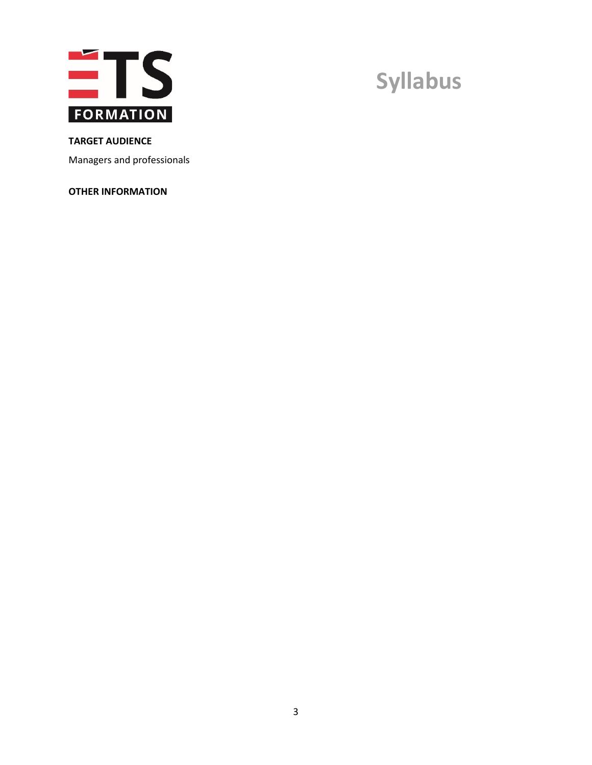**TARGET AUDIENCE**

Managers and professionals

**OTHER INFORMATION**